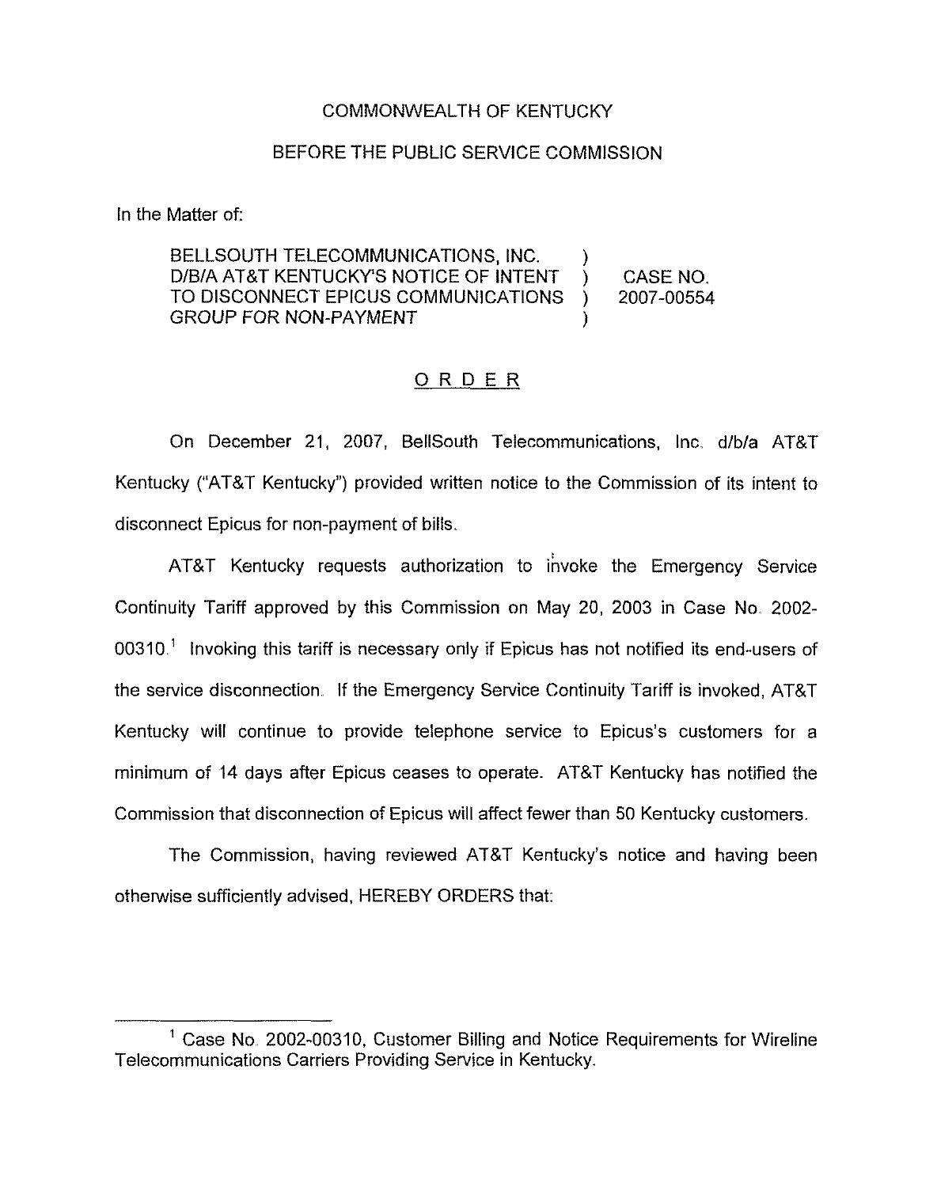COMMONWEALTH OF KENTUCKY

BEFORE THE PUBLIC SERVICE COMMISSION

In the Matter of:

| | | |
|---|---|---|
| BELLSOUTH TELECOMMUNICATIONS, INC. D/B/A AT&T KENTUCKY'S NOTICE OF INTENT TO DISCONNECT EPICUS COMMUNICATIONS GROUP FOR NON-PAYMENT | ) ) ) ) | CASE NO. 2007-00554 |

## O R D E R

On December 21, 2007, BellSouth Telecommunications, Inc. d/b/a AT&T Kentucky ("AT&T Kentucky") provided written notice to the Commission of its intent to disconnect Epicus for non-payment of bills.

AT&T Kentucky requests authorization to invoke the Emergency Service Continuity Tariff approved by this Commission on May 20, 2003 in Case No. 2002-00310.[1] Invoking this tariff is necessary only if Epicus has not notified its end-users of the service disconnection. If the Emergency Service Continuity Tariff is invoked, AT&T Kentucky will continue to provide telephone service to Epicus's customers for a minimum of 14 days after Epicus ceases to operate. AT&T Kentucky has notified the Commission that disconnection of Epicus will affect fewer than 50 Kentucky customers.

The Commission, having reviewed AT&T Kentucky's notice and having been otherwise sufficiently advised, HEREBY ORDERS that:

[1] Case No. 2002-00310, Customer Billing and Notice Requirements for Wireline Telecommunications Carriers Providing Service in Kentucky.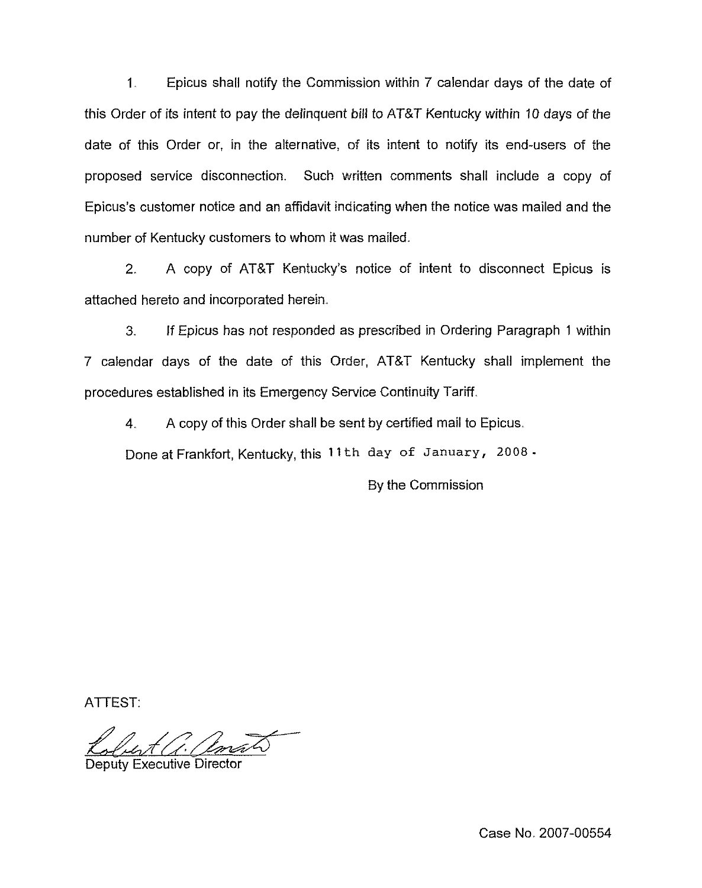1. Epicus shall notify the Commission within 7 calendar days of the date of this Order of its intent to pay the delinquent bill to AT&T Kentucky within 10 days of the date of this Order or, in the alternative, of its intent to notify its end-users of the proposed service disconnection. Such written comments shall include a copy of Epicus's customer notice and an affidavit indicating when the notice was mailed and the number of Kentucky customers to whom it was mailed.

2. A copy of AT&T Kentucky's notice of intent to disconnect Epicus is attached hereto and incorporated herein.

3. If Epicus has not responded as prescribed in Ordering Paragraph 1 within 7 calendar days of the date of this Order, AT&T Kentucky shall implement the procedures established in its Emergency Service Continuity Tariff.

4. A copy of this Order shall be sent by certified mail to Epicus.

Done at Frankfort, Kentucky, this 11th day of January, 2008.

By the Commission

ATTEST:

Deputy Executive Director

Case No. 2007-00554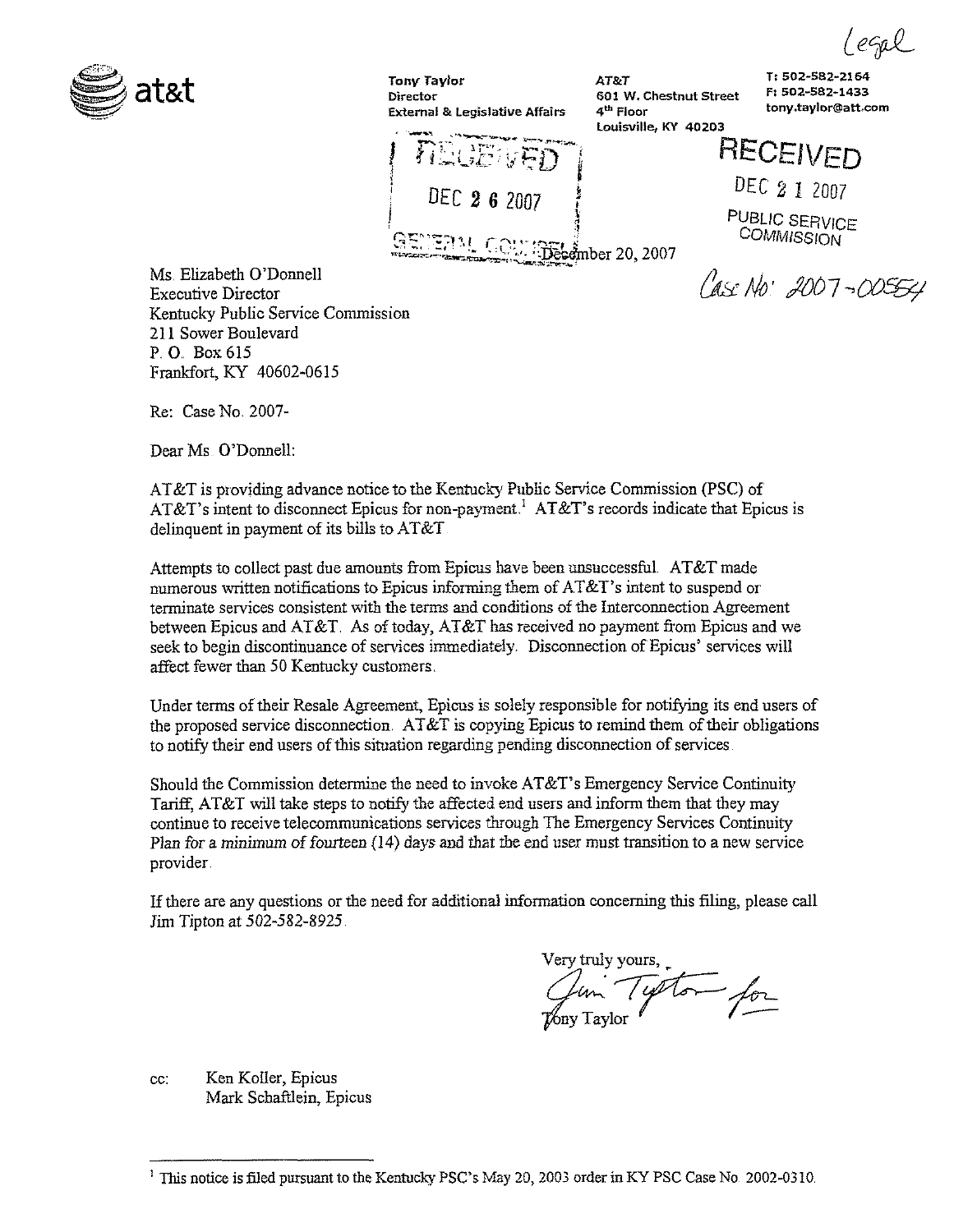Legal

at&t

**Tony Taylor**
Director
External & Legislative Affairs

AT&T
601 W. Chestnut Street
4th Floor
Louisville, KY 40203

T: 502-582-2164
F: 502-582-1433
tony.taylor@att.com

RECEIVED
DEC 26 2007
GENERAL COUNSEL

RECEIVED
DEC 21 2007
PUBLIC SERVICE COMMISSION

December 20, 2007

Case No: 2007-00554

Ms. Elizabeth O'Donnell
Executive Director
Kentucky Public Service Commission
211 Sower Boulevard
P. O. Box 615
Frankfort, KY 40602-0615

Re: Case No. 2007-

Dear Ms. O'Donnell:

AT&T is providing advance notice to the Kentucky Public Service Commission (PSC) of AT&T's intent to disconnect Epicus for non-payment.[1] AT&T's records indicate that Epicus is delinquent in payment of its bills to AT&T.

Attempts to collect past due amounts from Epicus have been unsuccessful. AT&T made numerous written notifications to Epicus informing them of AT&T's intent to suspend or terminate services consistent with the terms and conditions of the Interconnection Agreement between Epicus and AT&T. As of today, AT&T has received no payment from Epicus and we seek to begin discontinuance of services immediately. Disconnection of Epicus' services will affect fewer than 50 Kentucky customers.

Under terms of their Resale Agreement, Epicus is solely responsible for notifying its end users of the proposed service disconnection. AT&T is copying Epicus to remind them of their obligations to notify their end users of this situation regarding pending disconnection of services.

Should the Commission determine the need to invoke AT&T's Emergency Service Continuity Tariff, AT&T will take steps to notify the affected end users and inform them that they may continue to receive telecommunications services through The Emergency Services Continuity Plan for a *minimum* of fourteen (14) days and that the end user must transition to a new service provider.

If there are any questions or the need for additional information concerning this filing, please call Jim Tipton at 502-582-8925.

Very truly yours,

Jim Tipton for
Tony Taylor

cc: Ken Koller, Epicus
Mark Schaftlein, Epicus

---

[1] This notice is filed pursuant to the Kentucky PSC's May 20, 2003 order in KY PSC Case No. 2002-0310.